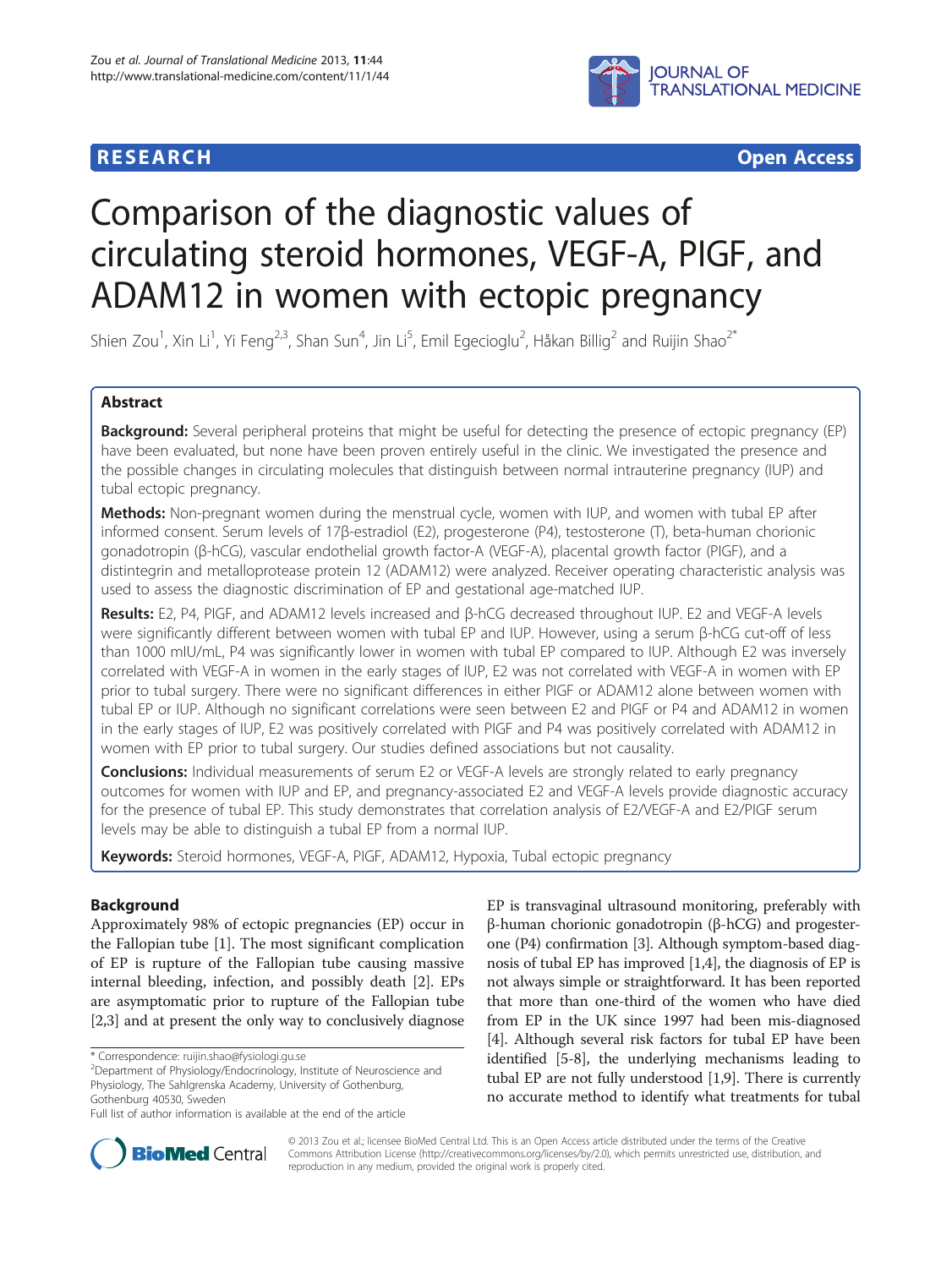**RESEARCH** **Open Access**

# Comparison of the diagnostic values of circulating steroid hormones, VEGF-A, PIGF, and ADAM12 in women with ectopic pregnancy

Shien Zou[1], Xin Li[1], Yi Feng[2,3], Shan Sun[4], Jin Li[5], Emil Egecioglu[2], Håkan Billig[2] and Ruijin Shao[2*]

## Abstract

**Background:** Several peripheral proteins that might be useful for detecting the presence of ectopic pregnancy (EP) have been evaluated, but none have been proven entirely useful in the clinic. We investigated the presence and the possible changes in circulating molecules that distinguish between normal intrauterine pregnancy (IUP) and tubal ectopic pregnancy.

**Methods:** Non-pregnant women during the menstrual cycle, women with IUP, and women with tubal EP after informed consent. Serum levels of 17β-estradiol (E2), progesterone (P4), testosterone (T), beta-human chorionic gonadotropin (β-hCG), vascular endothelial growth factor-A (VEGF-A), placental growth factor (PIGF), and a distintegrin and metalloprotease protein 12 (ADAM12) were analyzed. Receiver operating characteristic analysis was used to assess the diagnostic discrimination of EP and gestational age-matched IUP.

**Results:** E2, P4, PIGF, and ADAM12 levels increased and β-hCG decreased throughout IUP. E2 and VEGF-A levels were significantly different between women with tubal EP and IUP. However, using a serum β-hCG cut-off of less than 1000 mIU/mL, P4 was significantly lower in women with tubal EP compared to IUP. Although E2 was inversely correlated with VEGF-A in women in the early stages of IUP, E2 was not correlated with VEGF-A in women with EP prior to tubal surgery. There were no significant differences in either PIGF or ADAM12 alone between women with tubal EP or IUP. Although no significant correlations were seen between E2 and PIGF or P4 and ADAM12 in women in the early stages of IUP, E2 was positively correlated with PIGF and P4 was positively correlated with ADAM12 in women with EP prior to tubal surgery. Our studies defined associations but not causality.

**Conclusions:** Individual measurements of serum E2 or VEGF-A levels are strongly related to early pregnancy outcomes for women with IUP and EP, and pregnancy-associated E2 and VEGF-A levels provide diagnostic accuracy for the presence of tubal EP. This study demonstrates that correlation analysis of E2/VEGF-A and E2/PIGF serum levels may be able to distinguish a tubal EP from a normal IUP.

**Keywords:** Steroid hormones, VEGF-A, PIGF, ADAM12, Hypoxia, Tubal ectopic pregnancy

## Background

Approximately 98% of ectopic pregnancies (EP) occur in the Fallopian tube [1]. The most significant complication of EP is rupture of the Fallopian tube causing massive internal bleeding, infection, and possibly death [2]. EPs are asymptomatic prior to rupture of the Fallopian tube [2,3] and at present the only way to conclusively diagnose EP is transvaginal ultrasound monitoring, preferably with β-human chorionic gonadotropin (β-hCG) and progesterone (P4) confirmation [3]. Although symptom-based diagnosis of tubal EP has improved [1,4], the diagnosis of EP is not always simple or straightforward. It has been reported that more than one-third of the women who have died from EP in the UK since 1997 had been mis-diagnosed [4]. Although several risk factors for tubal EP have been identified [5-8], the underlying mechanisms leading to tubal EP are not fully understood [1,9]. There is currently no accurate method to identify what treatments for tubal

\* Correspondence: ruijin.shao@fysiologi.gu.se
[2]Department of Physiology/Endocrinology, Institute of Neuroscience and Physiology, The Sahlgrenska Academy, University of Gothenburg, Gothenburg 40530, Sweden
Full list of author information is available at the end of the article

© 2013 Zou et al.; licensee BioMed Central Ltd. This is an Open Access article distributed under the terms of the Creative Commons Attribution License (http://creativecommons.org/licenses/by/2.0), which permits unrestricted use, distribution, and reproduction in any medium, provided the original work is properly cited.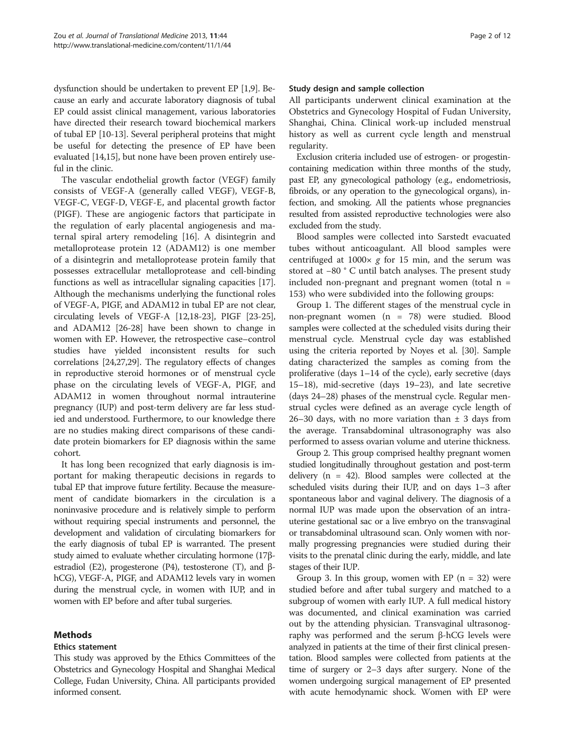dysfunction should be undertaken to prevent EP [1,9]. Because an early and accurate laboratory diagnosis of tubal EP could assist clinical management, various laboratories have directed their research toward biochemical markers of tubal EP [10-13]. Several peripheral proteins that might be useful for detecting the presence of EP have been evaluated [14,15], but none have been proven entirely useful in the clinic.

The vascular endothelial growth factor (VEGF) family consists of VEGF-A (generally called VEGF), VEGF-B, VEGF-C, VEGF-D, VEGF-E, and placental growth factor (PIGF). These are angiogenic factors that participate in the regulation of early placental angiogenesis and maternal spiral artery remodeling [16]. A disintegrin and metalloprotease protein 12 (ADAM12) is one member of a disintegrin and metalloprotease protein family that possesses extracellular metalloprotease and cell-binding functions as well as intracellular signaling capacities [17]. Although the mechanisms underlying the functional roles of VEGF-A, PIGF, and ADAM12 in tubal EP are not clear, circulating levels of VEGF-A [12,18-23], PIGF [23-25], and ADAM12 [26-28] have been shown to change in women with EP. However, the retrospective case–control studies have yielded inconsistent results for such correlations [24,27,29]. The regulatory effects of changes in reproductive steroid hormones or of menstrual cycle phase on the circulating levels of VEGF-A, PIGF, and ADAM12 in women throughout normal intrauterine pregnancy (IUP) and post-term delivery are far less studied and understood. Furthermore, to our knowledge there are no studies making direct comparisons of these candidate protein biomarkers for EP diagnosis within the same cohort.

It has long been recognized that early diagnosis is important for making therapeutic decisions in regards to tubal EP that improve future fertility. Because the measurement of candidate biomarkers in the circulation is a noninvasive procedure and is relatively simple to perform without requiring special instruments and personnel, the development and validation of circulating biomarkers for the early diagnosis of tubal EP is warranted. The present study aimed to evaluate whether circulating hormone (17β-estradiol (E2), progesterone (P4), testosterone (T), and β-hCG), VEGF-A, PIGF, and ADAM12 levels vary in women during the menstrual cycle, in women with IUP, and in women with EP before and after tubal surgeries.

## Methods

### Ethics statement

This study was approved by the Ethics Committees of the Obstetrics and Gynecology Hospital and Shanghai Medical College, Fudan University, China. All participants provided informed consent.

### Study design and sample collection

All participants underwent clinical examination at the Obstetrics and Gynecology Hospital of Fudan University, Shanghai, China. Clinical work-up included menstrual history as well as current cycle length and menstrual regularity.

Exclusion criteria included use of estrogen- or progestin-containing medication within three months of the study, past EP, any gynecological pathology (e.g., endometriosis, fibroids, or any operation to the gynecological organs), infection, and smoking. All the patients whose pregnancies resulted from assisted reproductive technologies were also excluded from the study.

Blood samples were collected into Sarstedt evacuated tubes without anticoagulant. All blood samples were centrifuged at 1000× *g* for 15 min, and the serum was stored at −80 ° C until batch analyses. The present study included non-pregnant and pregnant women (total n = 153) who were subdivided into the following groups:

Group 1. The different stages of the menstrual cycle in non-pregnant women (n = 78) were studied. Blood samples were collected at the scheduled visits during their menstrual cycle. Menstrual cycle day was established using the criteria reported by Noyes et al. [30]. Sample dating characterized the samples as coming from the proliferative (days 1–14 of the cycle), early secretive (days 15–18), mid-secretive (days 19–23), and late secretive (days 24–28) phases of the menstrual cycle. Regular menstrual cycles were defined as an average cycle length of 26–30 days, with no more variation than ± 3 days from the average. Transabdominal ultrasonography was also performed to assess ovarian volume and uterine thickness.

Group 2. This group comprised healthy pregnant women studied longitudinally throughout gestation and post-term delivery (n = 42). Blood samples were collected at the scheduled visits during their IUP, and on days 1–3 after spontaneous labor and vaginal delivery. The diagnosis of a normal IUP was made upon the observation of an intrauterine gestational sac or a live embryo on the transvaginal or transabdominal ultrasound scan. Only women with normally progressing pregnancies were studied during their visits to the prenatal clinic during the early, middle, and late stages of their IUP.

Group 3. In this group, women with EP (n = 32) were studied before and after tubal surgery and matched to a subgroup of women with early IUP. A full medical history was documented, and clinical examination was carried out by the attending physician. Transvaginal ultrasonography was performed and the serum β-hCG levels were analyzed in patients at the time of their first clinical presentation. Blood samples were collected from patients at the time of surgery or 2–3 days after surgery. None of the women undergoing surgical management of EP presented with acute hemodynamic shock. Women with EP were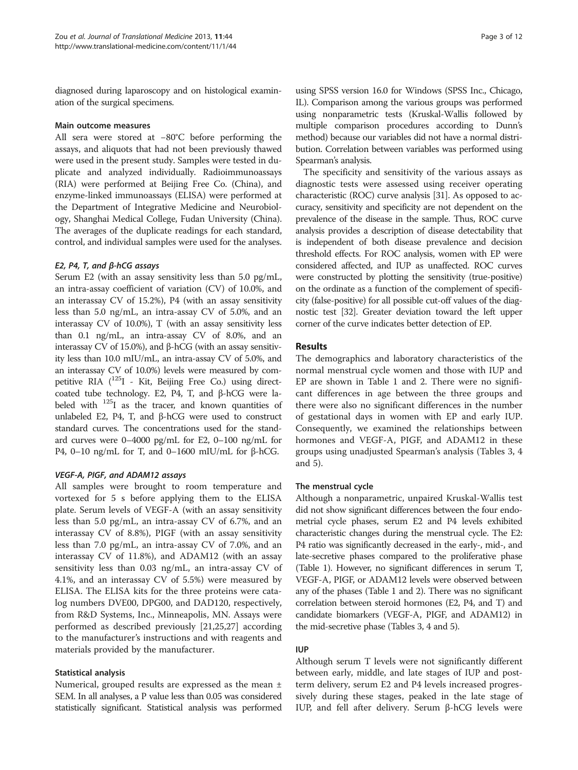diagnosed during laparoscopy and on histological examination of the surgical specimens.

### Main outcome measures

All sera were stored at −80°C before performing the assays, and aliquots that had not been previously thawed were used in the present study. Samples were tested in duplicate and analyzed individually. Radioimmunoassays (RIA) were performed at Beijing Free Co. (China), and enzyme-linked immunoassays (ELISA) were performed at the Department of Integrative Medicine and Neurobiology, Shanghai Medical College, Fudan University (China). The averages of the duplicate readings for each standard, control, and individual samples were used for the analyses.

#### *E2, P4, T, and β-hCG assays*

Serum E2 (with an assay sensitivity less than 5.0 pg/mL, an intra-assay coefficient of variation (CV) of 10.0%, and an interassay CV of 15.2%), P4 (with an assay sensitivity less than 5.0 ng/mL, an intra-assay CV of 5.0%, and an interassay CV of 10.0%), T (with an assay sensitivity less than 0.1 ng/mL, an intra-assay CV of 8.0%, and an interassay CV of 15.0%), and β-hCG (with an assay sensitivity less than 10.0 mIU/mL, an intra-assay CV of 5.0%, and an interassay CV of 10.0%) levels were measured by competitive RIA ($^{125}$I - Kit, Beijing Free Co.) using direct-coated tube technology. E2, P4, T, and β-hCG were labeled with $^{125}$I as the tracer, and known quantities of unlabeled E2, P4, T, and β-hCG were used to construct standard curves. The concentrations used for the standard curves were 0–4000 pg/mL for E2, 0–100 ng/mL for P4, 0–10 ng/mL for T, and 0–1600 mIU/mL for β-hCG.

#### *VEGF-A, PIGF, and ADAM12 assays*

All samples were brought to room temperature and vortexed for 5 s before applying them to the ELISA plate. Serum levels of VEGF-A (with an assay sensitivity less than 5.0 pg/mL, an intra-assay CV of 6.7%, and an interassay CV of 8.8%), PIGF (with an assay sensitivity less than 7.0 pg/mL, an intra-assay CV of 7.0%, and an interassay CV of 11.8%), and ADAM12 (with an assay sensitivity less than 0.03 ng/mL, an intra-assay CV of 4.1%, and an interassay CV of 5.5%) were measured by ELISA. The ELISA kits for the three proteins were catalog numbers DVE00, DPG00, and DAD120, respectively, from R&D Systems, Inc., Minneapolis, MN. Assays were performed as described previously [21,25,27] according to the manufacturer's instructions and with reagents and materials provided by the manufacturer.

### Statistical analysis

Numerical, grouped results are expressed as the mean ± SEM. In all analyses, a P value less than 0.05 was considered statistically significant. Statistical analysis was performed using SPSS version 16.0 for Windows (SPSS Inc., Chicago, IL). Comparison among the various groups was performed using nonparametric tests (Kruskal-Wallis followed by multiple comparison procedures according to Dunn's method) because our variables did not have a normal distribution. Correlation between variables was performed using Spearman's analysis.

The specificity and sensitivity of the various assays as diagnostic tests were assessed using receiver operating characteristic (ROC) curve analysis [31]. As opposed to accuracy, sensitivity and specificity are not dependent on the prevalence of the disease in the sample. Thus, ROC curve analysis provides a description of disease detectability that is independent of both disease prevalence and decision threshold effects. For ROC analysis, women with EP were considered affected, and IUP as unaffected. ROC curves were constructed by plotting the sensitivity (true-positive) on the ordinate as a function of the complement of specificity (false-positive) for all possible cut-off values of the diagnostic test [32]. Greater deviation toward the left upper corner of the curve indicates better detection of EP.

## Results

The demographics and laboratory characteristics of the normal menstrual cycle women and those with IUP and EP are shown in Table 1 and 2. There were no significant differences in age between the three groups and there were also no significant differences in the number of gestational days in women with EP and early IUP. Consequently, we examined the relationships between hormones and VEGF-A, PIGF, and ADAM12 in these groups using unadjusted Spearman's analysis (Tables 3, 4 and 5).

### The menstrual cycle

Although a nonparametric, unpaired Kruskal-Wallis test did not show significant differences between the four endometrial cycle phases, serum E2 and P4 levels exhibited characteristic changes during the menstrual cycle. The E2: P4 ratio was significantly decreased in the early-, mid-, and late-secretive phases compared to the proliferative phase (Table 1). However, no significant differences in serum T, VEGF-A, PIGF, or ADAM12 levels were observed between any of the phases (Table 1 and 2). There was no significant correlation between steroid hormones (E2, P4, and T) and candidate biomarkers (VEGF-A, PIGF, and ADAM12) in the mid-secretive phase (Tables 3, 4 and 5).

### IUP

Although serum T levels were not significantly different between early, middle, and late stages of IUP and post-term delivery, serum E2 and P4 levels increased progressively during these stages, peaked in the late stage of IUP, and fell after delivery. Serum β-hCG levels were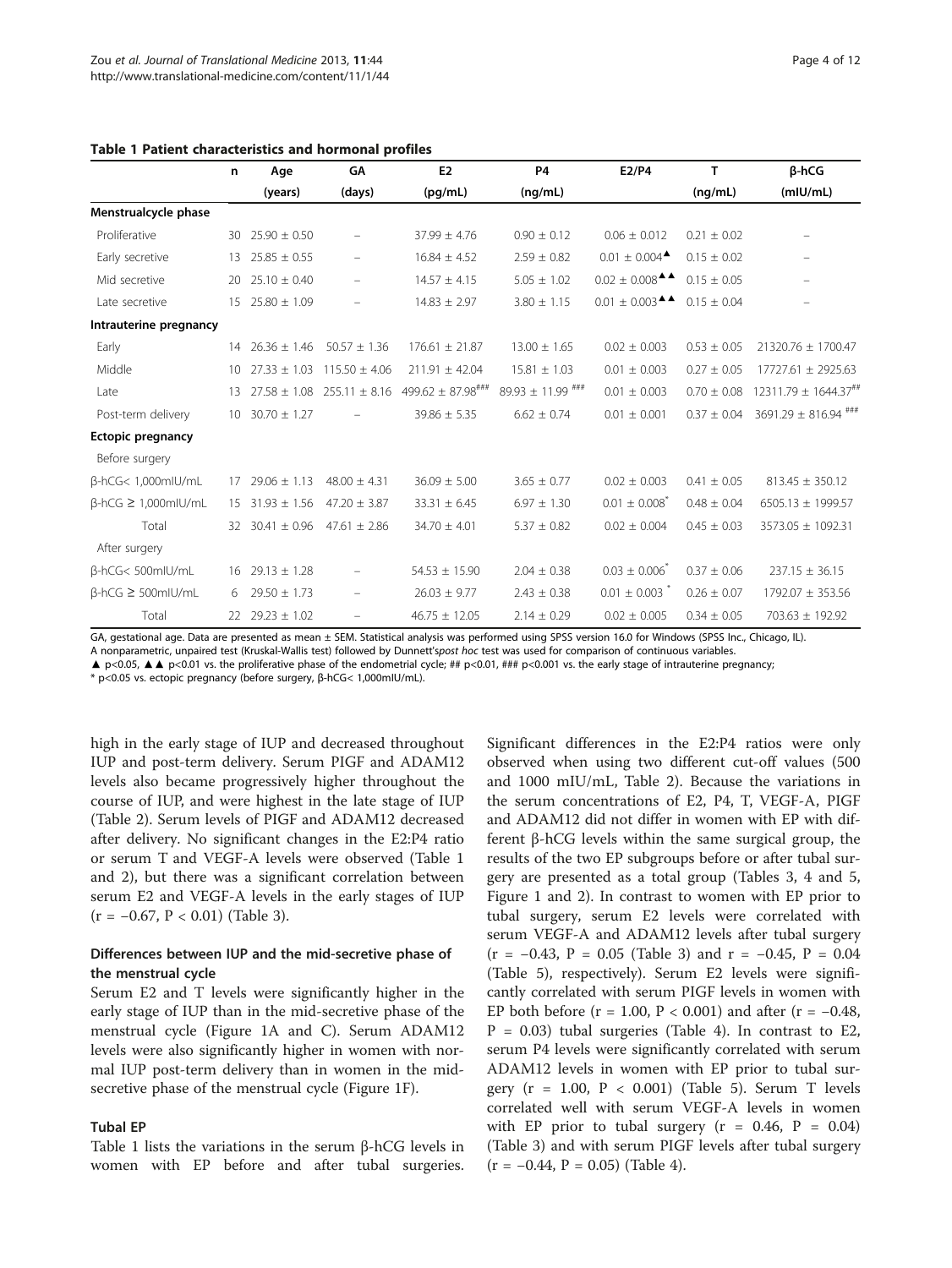**Table 1 Patient characteristics and hormonal profiles**

| | n | Age (years) | GA (days) | E2 (pg/mL) | P4 (ng/mL) | E2/P4 | T (ng/mL) | β-hCG (mIU/mL) |
|---|---|---|---|---|---|---|---|---|
| **Menstrualcycle phase** | | | | | | | | |
| Proliferative | 30 | 25.90 ± 0.50 | – | 37.99 ± 4.76 | 0.90 ± 0.12 | 0.06 ± 0.012 | 0.21 ± 0.02 | – |
| Early secretive | 13 | 25.85 ± 0.55 | – | 16.84 ± 4.52 | 2.59 ± 0.82 | 0.01 ± 0.004▲ | 0.15 ± 0.02 | – |
| Mid secretive | 20 | 25.10 ± 0.40 | – | 14.57 ± 4.15 | 5.05 ± 1.02 | 0.02 ± 0.008▲▲ | 0.15 ± 0.05 | – |
| Late secretive | 15 | 25.80 ± 1.09 | – | 14.83 ± 2.97 | 3.80 ± 1.15 | 0.01 ± 0.003▲▲ | 0.15 ± 0.04 | – |
| **Intrauterine pregnancy** | | | | | | | | |
| Early | 14 | 26.36 ± 1.46 | 50.57 ± 1.36 | 176.61 ± 21.87 | 13.00 ± 1.65 | 0.02 ± 0.003 | 0.53 ± 0.05 | 21320.76 ± 1700.47 |
| Middle | 10 | 27.33 ± 1.03 | 115.50 ± 4.06 | 211.91 ± 42.04 | 15.81 ± 1.03 | 0.01 ± 0.003 | 0.27 ± 0.05 | 17727.61 ± 2925.63 |
| Late | 13 | 27.58 ± 1.08 | 255.11 ± 8.16 | 499.62 ± 87.98### | 89.93 ± 11.99 ### | 0.01 ± 0.003 | 0.70 ± 0.08 | 12311.79 ± 1644.37## |
| Post-term delivery | 10 | 30.70 ± 1.27 | – | 39.86 ± 5.35 | 6.62 ± 0.74 | 0.01 ± 0.001 | 0.37 ± 0.04 | 3691.29 ± 816.94 ### |
| **Ectopic pregnancy** | | | | | | | | |
| Before surgery | | | | | | | | |
| β-hCG< 1,000mIU/mL | 17 | 29.06 ± 1.13 | 48.00 ± 4.31 | 36.09 ± 5.00 | 3.65 ± 0.77 | 0.02 ± 0.003 | 0.41 ± 0.05 | 813.45 ± 350.12 |
| β-hCG ≥ 1,000mIU/mL | 15 | 31.93 ± 1.56 | 47.20 ± 3.87 | 33.31 ± 6.45 | 6.97 ± 1.30 | 0.01 ± 0.008* | 0.48 ± 0.04 | 6505.13 ± 1999.57 |
| Total | 32 | 30.41 ± 0.96 | 47.61 ± 2.86 | 34.70 ± 4.01 | 5.37 ± 0.82 | 0.02 ± 0.004 | 0.45 ± 0.03 | 3573.05 ± 1092.31 |
| After surgery | | | | | | | | |
| β-hCG< 500mIU/mL | 16 | 29.13 ± 1.28 | – | 54.53 ± 15.90 | 2.04 ± 0.38 | 0.03 ± 0.006* | 0.37 ± 0.06 | 237.15 ± 36.15 |
| β-hCG ≥ 500mIU/mL | 6 | 29.50 ± 1.73 | – | 26.03 ± 9.77 | 2.43 ± 0.38 | 0.01 ± 0.003 * | 0.26 ± 0.07 | 1792.07 ± 353.56 |
| Total | 22 | 29.23 ± 1.02 | – | 46.75 ± 12.05 | 2.14 ± 0.29 | 0.02 ± 0.005 | 0.34 ± 0.05 | 703.63 ± 192.92 |

GA, gestational age. Data are presented as mean ± SEM. Statistical analysis was performed using SPSS version 16.0 for Windows (SPSS Inc., Chicago, IL).
A nonparametric, unpaired test (Kruskal-Wallis test) followed by Dunnett's *post hoc* test was used for comparison of continuous variables.
▲ p<0.05, ▲▲ p<0.01 vs. the proliferative phase of the endometrial cycle; ## p<0.01, ### p<0.001 vs. the early stage of intrauterine pregnancy;
* p<0.05 vs. ectopic pregnancy (before surgery, β-hCG< 1,000mIU/mL).

high in the early stage of IUP and decreased throughout IUP and post-term delivery. Serum PlGF and ADAM12 levels also became progressively higher throughout the course of IUP, and were highest in the late stage of IUP (Table 2). Serum levels of PlGF and ADAM12 decreased after delivery. No significant changes in the E2:P4 ratio or serum T and VEGF-A levels were observed (Table 1 and 2), but there was a significant correlation between serum E2 and VEGF-A levels in the early stages of IUP ($r = -0.67$, $P < 0.01$) (Table 3).

### Differences between IUP and the mid-secretive phase of the menstrual cycle

Serum E2 and T levels were significantly higher in the early stage of IUP than in the mid-secretive phase of the menstrual cycle (Figure 1A and C). Serum ADAM12 levels were also significantly higher in women with normal IUP post-term delivery than in women in the mid-secretive phase of the menstrual cycle (Figure 1F).

### Tubal EP

Table 1 lists the variations in the serum β-hCG levels in women with EP before and after tubal surgeries. Significant differences in the E2:P4 ratios were only observed when using two different cut-off values (500 and 1000 mIU/mL, Table 2). Because the variations in the serum concentrations of E2, P4, T, VEGF-A, PlGF and ADAM12 did not differ in women with EP with different β-hCG levels within the same surgical group, the results of the two EP subgroups before or after tubal surgery are presented as a total group (Tables 3, 4 and 5, Figure 1 and 2). In contrast to women with EP prior to tubal surgery, serum E2 levels were correlated with serum VEGF-A and ADAM12 levels after tubal surgery ($r = -0.43$, $P = 0.05$ (Table 3) and $r = -0.45$, $P = 0.04$ (Table 5), respectively). Serum E2 levels were significantly correlated with serum PlGF levels in women with EP both before ($r = 1.00$, $P < 0.001$) and after ($r = -0.48$, $P = 0.03$) tubal surgeries (Table 4). In contrast to E2, serum P4 levels were significantly correlated with serum ADAM12 levels in women with EP prior to tubal surgery ($r = 1.00$, $P < 0.001$) (Table 5). Serum T levels correlated well with serum VEGF-A levels in women with EP prior to tubal surgery ($r = 0.46$, $P = 0.04$) (Table 3) and with serum PlGF levels after tubal surgery ($r = -0.44$, $P = 0.05$) (Table 4).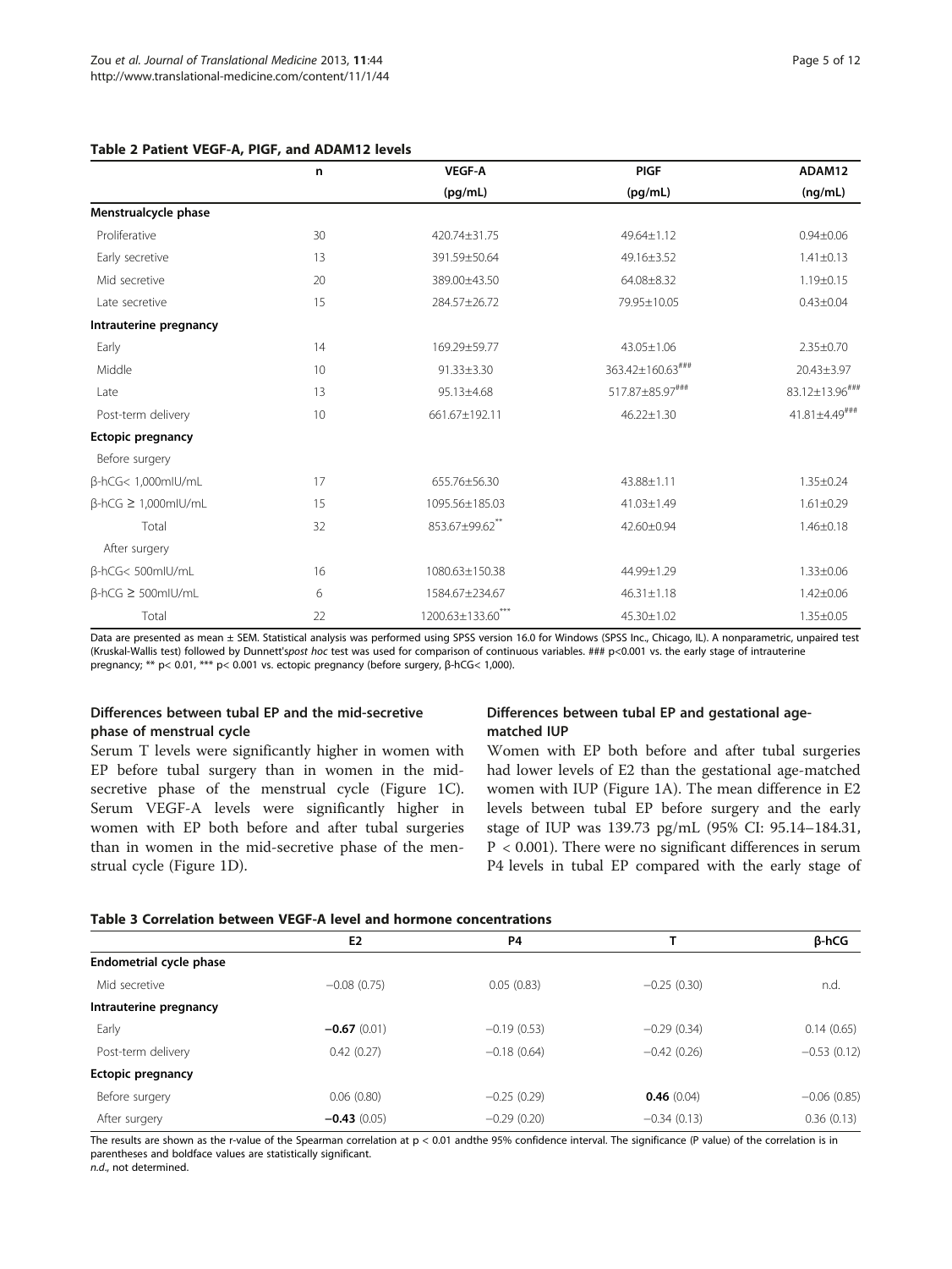**Table 2 Patient VEGF-A, PIGF, and ADAM12 levels**

| | n | VEGF-A (pg/mL) | PIGF (pg/mL) | ADAM12 (ng/mL) |
|---|---|---|---|---|
| **Menstrualcycle phase** | | | | |
| Proliferative | 30 | 420.74±31.75 | 49.64±1.12 | 0.94±0.06 |
| Early secretive | 13 | 391.59±50.64 | 49.16±3.52 | 1.41±0.13 |
| Mid secretive | 20 | 389.00±43.50 | 64.08±8.32 | 1.19±0.15 |
| Late secretive | 15 | 284.57±26.72 | 79.95±10.05 | 0.43±0.04 |
| **Intrauterine pregnancy** | | | | |
| Early | 14 | 169.29±59.77 | 43.05±1.06 | 2.35±0.70 |
| Middle | 10 | 91.33±3.30 | 363.42±160.63### | 20.43±3.97 |
| Late | 13 | 95.13±4.68 | 517.87±85.97### | 83.12±13.96### |
| Post-term delivery | 10 | 661.67±192.11 | 46.22±1.30 | 41.81±4.49### |
| **Ectopic pregnancy** | | | | |
| Before surgery | | | | |
| β-hCG< 1,000mIU/mL | 17 | 655.76±56.30 | 43.88±1.11 | 1.35±0.24 |
| β-hCG ≥ 1,000mIU/mL | 15 | 1095.56±185.03 | 41.03±1.49 | 1.61±0.29 |
| Total | 32 | 853.67±99.62** | 42.60±0.94 | 1.46±0.18 |
| After surgery | | | | |
| β-hCG< 500mIU/mL | 16 | 1080.63±150.38 | 44.99±1.29 | 1.33±0.06 |
| β-hCG ≥ 500mIU/mL | 6 | 1584.67±234.67 | 46.31±1.18 | 1.42±0.06 |
| Total | 22 | 1200.63±133.60*** | 45.30±1.02 | 1.35±0.05 |

Data are presented as mean ± SEM. Statistical analysis was performed using SPSS version 16.0 for Windows (SPSS Inc., Chicago, IL). A nonparametric, unpaired test (Kruskal-Wallis test) followed by Dunnett's *post hoc* test was used for comparison of continuous variables. ### p<0.001 vs. the early stage of intrauterine pregnancy; ** p< 0.01, *** p< 0.001 vs. ectopic pregnancy (before surgery, β-hCG< 1,000).

### Differences between tubal EP and the mid-secretive phase of menstrual cycle

Serum T levels were significantly higher in women with EP before tubal surgery than in women in the mid-secretive phase of the menstrual cycle (Figure 1C). Serum VEGF-A levels were significantly higher in women with EP both before and after tubal surgeries than in women in the mid-secretive phase of the menstrual cycle (Figure 1D).

### Differences between tubal EP and gestational age-matched IUP

Women with EP both before and after tubal surgeries had lower levels of E2 than the gestational age-matched women with IUP (Figure 1A). The mean difference in E2 levels between tubal EP before surgery and the early stage of IUP was 139.73 pg/mL (95% CI: 95.14–184.31, $P < 0.001$). There were no significant differences in serum P4 levels in tubal EP compared with the early stage of

**Table 3 Correlation between VEGF-A level and hormone concentrations**

| | E2 | P4 | T | β-hCG |
|---|---|---|---|---|
| **Endometrial cycle phase** | | | | |
| Mid secretive | −0.08 (0.75) | 0.05 (0.83) | −0.25 (0.30) | n.d. |
| **Intrauterine pregnancy** | | | | |
| Early | **−0.67** (0.01) | −0.19 (0.53) | −0.29 (0.34) | 0.14 (0.65) |
| Post-term delivery | 0.42 (0.27) | −0.18 (0.64) | −0.42 (0.26) | −0.53 (0.12) |
| **Ectopic pregnancy** | | | | |
| Before surgery | 0.06 (0.80) | −0.25 (0.29) | **0.46** (0.04) | −0.06 (0.85) |
| After surgery | **−0.43** (0.05) | −0.29 (0.20) | −0.34 (0.13) | 0.36 (0.13) |

The results are shown as the r-value of the Spearman correlation at p < 0.01 andthe 95% confidence interval. The significance (P value) of the correlation is in parentheses and boldface values are statistically significant.
*n.d.*, not determined.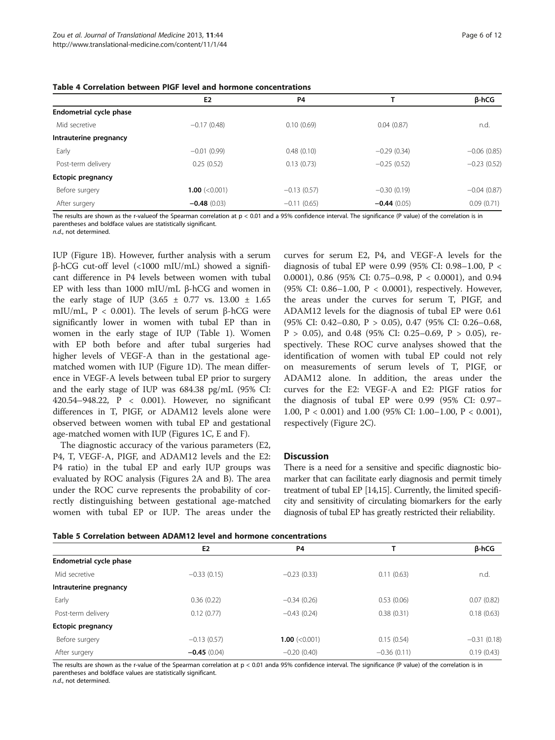**Table 4 Correlation between PlGF level and hormone concentrations**

| | E2 | P4 | T | β-hCG |
|---|---|---|---|---|
| **Endometrial cycle phase** | | | | |
| Mid secretive | −0.17 (0.48) | 0.10 (0.69) | 0.04 (0.87) | n.d. |
| **Intrauterine pregnancy** | | | | |
| Early | −0.01 (0.99) | 0.48 (0.10) | −0.29 (0.34) | −0.06 (0.85) |
| Post-term delivery | 0.25 (0.52) | 0.13 (0.73) | −0.25 (0.52) | −0.23 (0.52) |
| **Ectopic pregnancy** | | | | |
| Before surgery | **1.00** (<0.001) | −0.13 (0.57) | −0.30 (0.19) | −0.04 (0.87) |
| After surgery | **−0.48** (0.03) | −0.11 (0.65) | **−0.44** (0.05) | 0.09 (0.71) |

The results are shown as the r-valueof the Spearman correlation at $p < 0.01$ and a 95% confidence interval. The significance (P value) of the correlation is in parentheses and boldface values are statistically significant.
*n.d.*, not determined.

IUP (Figure 1B). However, further analysis with a serum β-hCG cut-off level (<1000 mIU/mL) showed a significant difference in P4 levels between women with tubal EP with less than 1000 mIU/mL β-hCG and women in the early stage of IUP (3.65 ± 0.77 vs. 13.00 ± 1.65 mIU/mL, $P < 0.001$). The levels of serum β-hCG were significantly lower in women with tubal EP than in women in the early stage of IUP (Table 1). Women with EP both before and after tubal surgeries had higher levels of VEGF-A than in the gestational age-matched women with IUP (Figure 1D). The mean difference in VEGF-A levels between tubal EP prior to surgery and the early stage of IUP was 684.38 pg/mL (95% CI: 420.54–948.22, $P < 0.001$). However, no significant differences in T, PlGF, or ADAM12 levels alone were observed between women with tubal EP and gestational age-matched women with IUP (Figures 1C, E and F).

The diagnostic accuracy of the various parameters (E2, P4, T, VEGF-A, PlGF, and ADAM12 levels and the E2: P4 ratio) in the tubal EP and early IUP groups was evaluated by ROC analysis (Figures 2A and B). The area under the ROC curve represents the probability of correctly distinguishing between gestational age-matched women with tubal EP or IUP. The areas under the curves for serum E2, P4, and VEGF-A levels for the diagnosis of tubal EP were 0.99 (95% CI: 0.98–1.00, $P < 0.0001$), 0.86 (95% CI: 0.75–0.98, $P < 0.0001$), and 0.94 (95% CI: 0.86–1.00, $P < 0.0001$), respectively. However, the areas under the curves for serum T, PlGF, and ADAM12 levels for the diagnosis of tubal EP were 0.61 (95% CI: 0.42–0.80, $P > 0.05$), 0.47 (95% CI: 0.26–0.68, $P > 0.05$), and 0.48 (95% CI: 0.25–0.69, $P > 0.05$), respectively. These ROC curve analyses showed that the identification of women with tubal EP could not rely on measurements of serum levels of T, PlGF, or ADAM12 alone. In addition, the areas under the curves for the E2: VEGF-A and E2: PlGF ratios for the diagnosis of tubal EP were 0.99 (95% CI: 0.97–1.00, $P < 0.001$) and 1.00 (95% CI: 1.00–1.00, $P < 0.001$), respectively (Figure 2C).

## Discussion

There is a need for a sensitive and specific diagnostic biomarker that can facilitate early diagnosis and permit timely treatment of tubal EP [14,15]. Currently, the limited specificity and sensitivity of circulating biomarkers for the early diagnosis of tubal EP has greatly restricted their reliability.

**Table 5 Correlation between ADAM12 level and hormone concentrations**

| | E2 | P4 | T | β-hCG |
|---|---|---|---|---|
| **Endometrial cycle phase** | | | | |
| Mid secretive | −0.33 (0.15) | −0.23 (0.33) | 0.11 (0.63) | n.d. |
| **Intrauterine pregnancy** | | | | |
| Early | 0.36 (0.22) | −0.34 (0.26) | 0.53 (0.06) | 0.07 (0.82) |
| Post-term delivery | 0.12 (0.77) | −0.43 (0.24) | 0.38 (0.31) | 0.18 (0.63) |
| **Ectopic pregnancy** | | | | |
| Before surgery | −0.13 (0.57) | **1.00** (<0.001) | 0.15 (0.54) | −0.31 (0.18) |
| After surgery | **−0.45** (0.04) | −0.20 (0.40) | −0.36 (0.11) | 0.19 (0.43) |

The results are shown as the r-value of the Spearman correlation at $p < 0.01$ anda 95% confidence interval. The significance (P value) of the correlation is in parentheses and boldface values are statistically significant.
*n.d.*, not determined.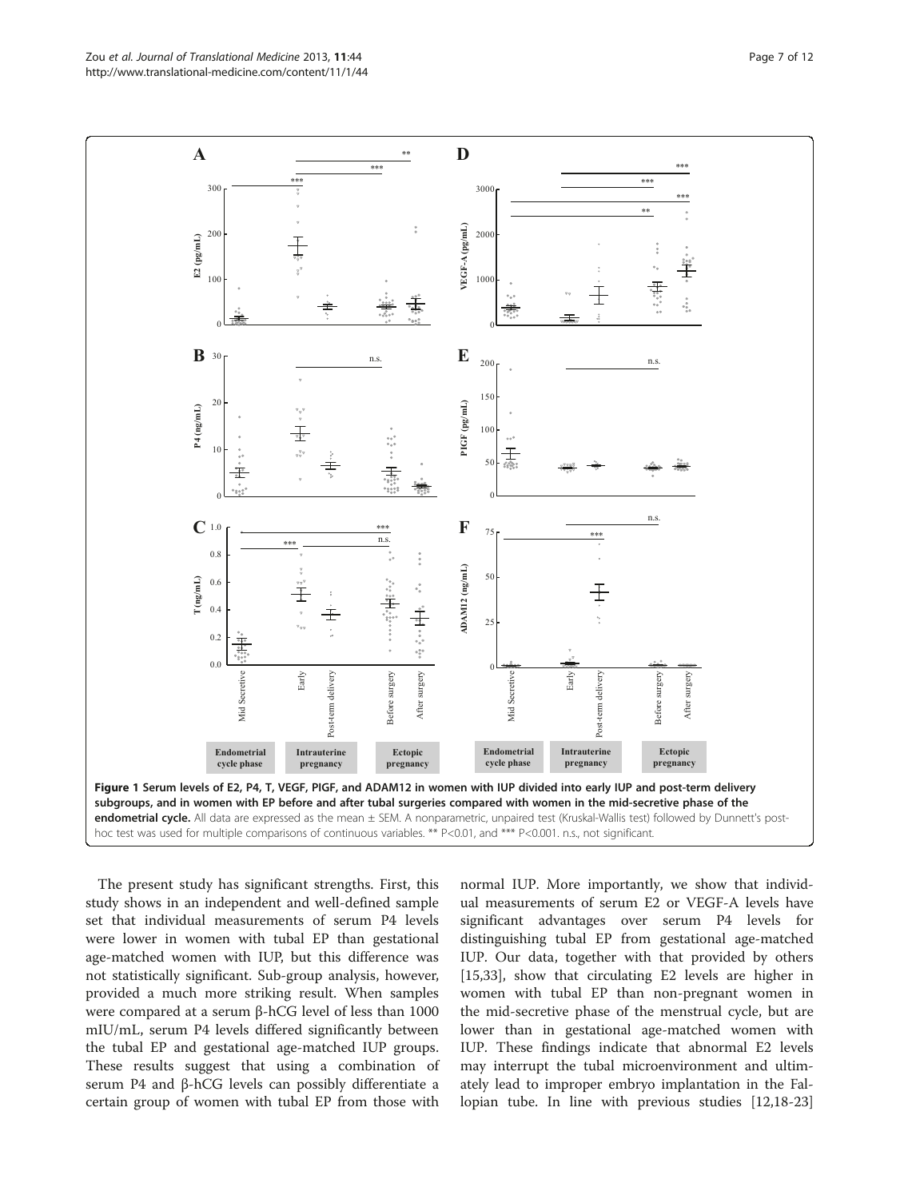**Figure 1 Serum levels of E2, P4, T, VEGF, PlGF, and ADAM12 in women with IUP divided into early IUP and post-term delivery subgroups, and in women with EP before and after tubal surgeries compared with women in the mid-secretive phase of the endometrial cycle.** All data are expressed as the mean ± SEM. A nonparametric, unpaired test (Kruskal-Wallis test) followed by Dunnett's post-hoc test was used for multiple comparisons of continuous variables. ** P<0.01, and *** P<0.001. n.s., not significant.

The present study has significant strengths. First, this study shows in an independent and well-defined sample set that individual measurements of serum P4 levels were lower in women with tubal EP than gestational age-matched women with IUP, but this difference was not statistically significant. Sub-group analysis, however, provided a much more striking result. When samples were compared at a serum β-hCG level of less than 1000 mIU/mL, serum P4 levels differed significantly between the tubal EP and gestational age-matched IUP groups. These results suggest that using a combination of serum P4 and β-hCG levels can possibly differentiate a certain group of women with tubal EP from those with normal IUP. More importantly, we show that individual measurements of serum E2 or VEGF-A levels have significant advantages over serum P4 levels for distinguishing tubal EP from gestational age-matched IUP. Our data, together with that provided by others [15,33], show that circulating E2 levels are higher in women with tubal EP than non-pregnant women in the mid-secretive phase of the menstrual cycle, but are lower than in gestational age-matched women with IUP. These findings indicate that abnormal E2 levels may interrupt the tubal microenvironment and ultimately lead to improper embryo implantation in the Fallopian tube. In line with previous studies [12,18-23]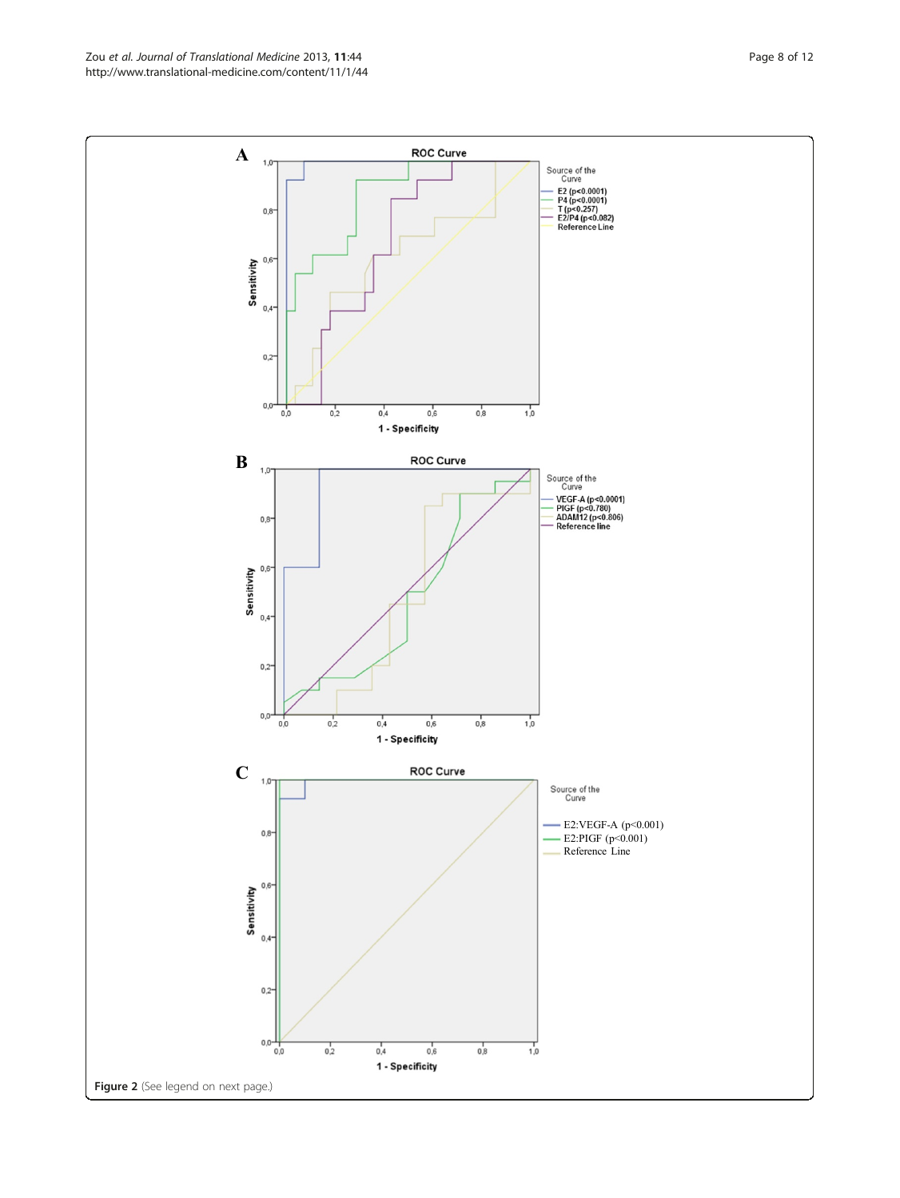**Figure 2** (See legend on next page.)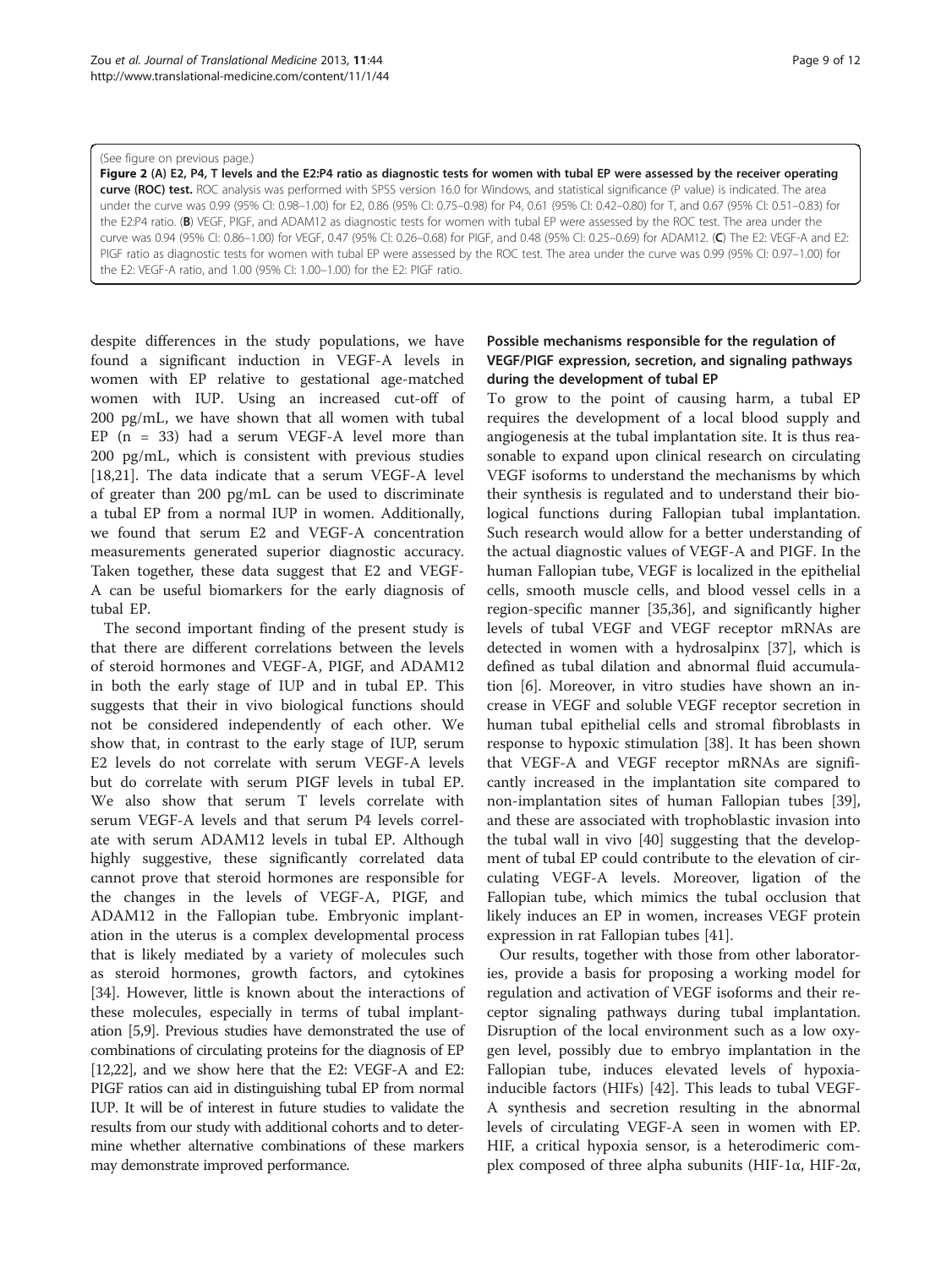(See figure on previous page.)

**Figure 2 (A) E2, P4, T levels and the E2:P4 ratio as diagnostic tests for women with tubal EP were assessed by the receiver operating curve (ROC) test.** ROC analysis was performed with SPSS version 16.0 for Windows, and statistical significance (P value) is indicated. The area under the curve was 0.99 (95% CI: 0.98–1.00) for E2, 0.86 (95% CI: 0.75–0.98) for P4, 0.61 (95% CI: 0.42–0.80) for T, and 0.67 (95% CI: 0.51–0.83) for the E2:P4 ratio. (**B**) VEGF, PlGF, and ADAM12 as diagnostic tests for women with tubal EP were assessed by the ROC test. The area under the curve was 0.94 (95% CI: 0.86–1.00) for VEGF, 0.47 (95% CI: 0.26–0.68) for PlGF, and 0.48 (95% CI: 0.25–0.69) for ADAM12. (**C**) The E2: VEGF-A and E2: PlGF ratio as diagnostic tests for women with tubal EP were assessed by the ROC test. The area under the curve was 0.99 (95% CI: 0.97–1.00) for the E2: VEGF-A ratio, and 1.00 (95% CI: 1.00–1.00) for the E2: PlGF ratio.

despite differences in the study populations, we have found a significant induction in VEGF-A levels in women with EP relative to gestational age-matched women with IUP. Using an increased cut-off of 200 pg/mL, we have shown that all women with tubal EP (n = 33) had a serum VEGF-A level more than 200 pg/mL, which is consistent with previous studies [18,21]. The data indicate that a serum VEGF-A level of greater than 200 pg/mL can be used to discriminate a tubal EP from a normal IUP in women. Additionally, we found that serum E2 and VEGF-A concentration measurements generated superior diagnostic accuracy. Taken together, these data suggest that E2 and VEGF-A can be useful biomarkers for the early diagnosis of tubal EP.

The second important finding of the present study is that there are different correlations between the levels of steroid hormones and VEGF-A, PlGF, and ADAM12 in both the early stage of IUP and in tubal EP. This suggests that their in vivo biological functions should not be considered independently of each other. We show that, in contrast to the early stage of IUP, serum E2 levels do not correlate with serum VEGF-A levels but do correlate with serum PlGF levels in tubal EP. We also show that serum T levels correlate with serum VEGF-A levels and that serum P4 levels correlate with serum ADAM12 levels in tubal EP. Although highly suggestive, these significantly correlated data cannot prove that steroid hormones are responsible for the changes in the levels of VEGF-A, PlGF, and ADAM12 in the Fallopian tube. Embryonic implantation in the uterus is a complex developmental process that is likely mediated by a variety of molecules such as steroid hormones, growth factors, and cytokines [34]. However, little is known about the interactions of these molecules, especially in terms of tubal implantation [5,9]. Previous studies have demonstrated the use of combinations of circulating proteins for the diagnosis of EP [12,22], and we show here that the E2: VEGF-A and E2: PlGF ratios can aid in distinguishing tubal EP from normal IUP. It will be of interest in future studies to validate the results from our study with additional cohorts and to determine whether alternative combinations of these markers may demonstrate improved performance.

### Possible mechanisms responsible for the regulation of VEGF/PlGF expression, secretion, and signaling pathways during the development of tubal EP

To grow to the point of causing harm, a tubal EP requires the development of a local blood supply and angiogenesis at the tubal implantation site. It is thus reasonable to expand upon clinical research on circulating VEGF isoforms to understand the mechanisms by which their synthesis is regulated and to understand their biological functions during Fallopian tubal implantation. Such research would allow for a better understanding of the actual diagnostic values of VEGF-A and PlGF. In the human Fallopian tube, VEGF is localized in the epithelial cells, smooth muscle cells, and blood vessel cells in a region-specific manner [35,36], and significantly higher levels of tubal VEGF and VEGF receptor mRNAs are detected in women with a hydrosalpinx [37], which is defined as tubal dilation and abnormal fluid accumulation [6]. Moreover, in vitro studies have shown an increase in VEGF and soluble VEGF receptor secretion in human tubal epithelial cells and stromal fibroblasts in response to hypoxic stimulation [38]. It has been shown that VEGF-A and VEGF receptor mRNAs are significantly increased in the implantation site compared to non-implantation sites of human Fallopian tubes [39], and these are associated with trophoblastic invasion into the tubal wall in vivo [40] suggesting that the development of tubal EP could contribute to the elevation of circulating VEGF-A levels. Moreover, ligation of the Fallopian tube, which mimics the tubal occlusion that likely induces an EP in women, increases VEGF protein expression in rat Fallopian tubes [41].

Our results, together with those from other laboratories, provide a basis for proposing a working model for regulation and activation of VEGF isoforms and their receptor signaling pathways during tubal implantation. Disruption of the local environment such as a low oxygen level, possibly due to embryo implantation in the Fallopian tube, induces elevated levels of hypoxia-inducible factors (HIFs) [42]. This leads to tubal VEGF-A synthesis and secretion resulting in the abnormal levels of circulating VEGF-A seen in women with EP. HIF, a critical hypoxia sensor, is a heterodimeric complex composed of three alpha subunits (HIF-1α, HIF-2α,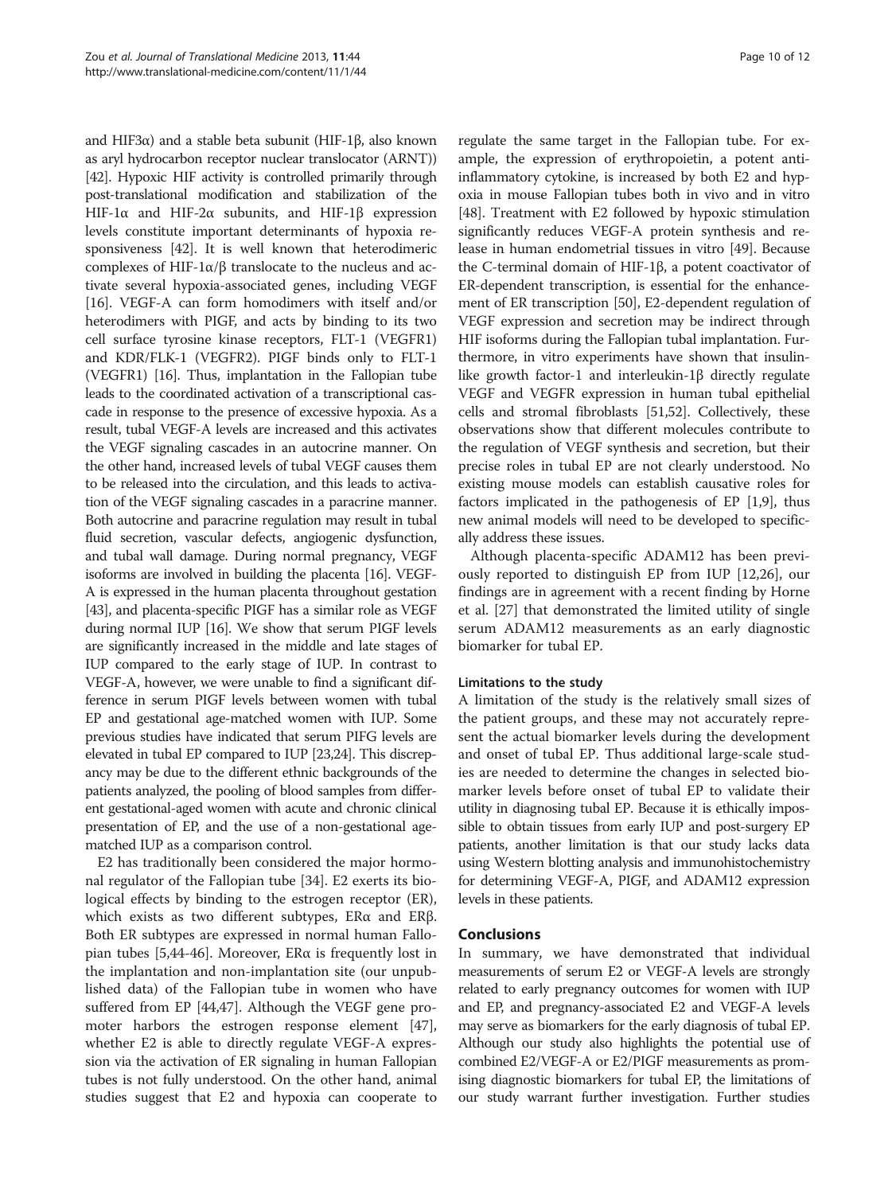and HIF3α) and a stable beta subunit (HIF-1β, also known as aryl hydrocarbon receptor nuclear translocator (ARNT)) [42]. Hypoxic HIF activity is controlled primarily through post-translational modification and stabilization of the HIF-1α and HIF-2α subunits, and HIF-1β expression levels constitute important determinants of hypoxia responsiveness [42]. It is well known that heterodimeric complexes of HIF-1α/β translocate to the nucleus and activate several hypoxia-associated genes, including VEGF [16]. VEGF-A can form homodimers with itself and/or heterodimers with PIGF, and acts by binding to its two cell surface tyrosine kinase receptors, FLT-1 (VEGFR1) and KDR/FLK-1 (VEGFR2). PIGF binds only to FLT-1 (VEGFR1) [16]. Thus, implantation in the Fallopian tube leads to the coordinated activation of a transcriptional cascade in response to the presence of excessive hypoxia. As a result, tubal VEGF-A levels are increased and this activates the VEGF signaling cascades in an autocrine manner. On the other hand, increased levels of tubal VEGF causes them to be released into the circulation, and this leads to activation of the VEGF signaling cascades in a paracrine manner. Both autocrine and paracrine regulation may result in tubal fluid secretion, vascular defects, angiogenic dysfunction, and tubal wall damage. During normal pregnancy, VEGF isoforms are involved in building the placenta [16]. VEGF-A is expressed in the human placenta throughout gestation [43], and placenta-specific PIGF has a similar role as VEGF during normal IUP [16]. We show that serum PIGF levels are significantly increased in the middle and late stages of IUP compared to the early stage of IUP. In contrast to VEGF-A, however, we were unable to find a significant difference in serum PIGF levels between women with tubal EP and gestational age-matched women with IUP. Some previous studies have indicated that serum PIFG levels are elevated in tubal EP compared to IUP [23,24]. This discrepancy may be due to the different ethnic backgrounds of the patients analyzed, the pooling of blood samples from different gestational-aged women with acute and chronic clinical presentation of EP, and the use of a non-gestational age-matched IUP as a comparison control.

E2 has traditionally been considered the major hormonal regulator of the Fallopian tube [34]. E2 exerts its biological effects by binding to the estrogen receptor (ER), which exists as two different subtypes, ERα and ERβ. Both ER subtypes are expressed in normal human Fallopian tubes [5,44-46]. Moreover, ERα is frequently lost in the implantation and non-implantation site (our unpublished data) of the Fallopian tube in women who have suffered from EP [44,47]. Although the VEGF gene promoter harbors the estrogen response element [47], whether E2 is able to directly regulate VEGF-A expression via the activation of ER signaling in human Fallopian tubes is not fully understood. On the other hand, animal studies suggest that E2 and hypoxia can cooperate to regulate the same target in the Fallopian tube. For example, the expression of erythropoietin, a potent anti-inflammatory cytokine, is increased by both E2 and hypoxia in mouse Fallopian tubes both in vivo and in vitro [48]. Treatment with E2 followed by hypoxic stimulation significantly reduces VEGF-A protein synthesis and release in human endometrial tissues in vitro [49]. Because the C-terminal domain of HIF-1β, a potent coactivator of ER-dependent transcription, is essential for the enhancement of ER transcription [50], E2-dependent regulation of VEGF expression and secretion may be indirect through HIF isoforms during the Fallopian tubal implantation. Furthermore, in vitro experiments have shown that insulin-like growth factor-1 and interleukin-1β directly regulate VEGF and VEGFR expression in human tubal epithelial cells and stromal fibroblasts [51,52]. Collectively, these observations show that different molecules contribute to the regulation of VEGF synthesis and secretion, but their precise roles in tubal EP are not clearly understood. No existing mouse models can establish causative roles for factors implicated in the pathogenesis of EP [1,9], thus new animal models will need to be developed to specifically address these issues.

Although placenta-specific ADAM12 has been previously reported to distinguish EP from IUP [12,26], our findings are in agreement with a recent finding by Horne et al. [27] that demonstrated the limited utility of single serum ADAM12 measurements as an early diagnostic biomarker for tubal EP.

#### Limitations to the study

A limitation of the study is the relatively small sizes of the patient groups, and these may not accurately represent the actual biomarker levels during the development and onset of tubal EP. Thus additional large-scale studies are needed to determine the changes in selected biomarker levels before onset of tubal EP to validate their utility in diagnosing tubal EP. Because it is ethically impossible to obtain tissues from early IUP and post-surgery EP patients, another limitation is that our study lacks data using Western blotting analysis and immunohistochemistry for determining VEGF-A, PIGF, and ADAM12 expression levels in these patients.

## Conclusions

In summary, we have demonstrated that individual measurements of serum E2 or VEGF-A levels are strongly related to early pregnancy outcomes for women with IUP and EP, and pregnancy-associated E2 and VEGF-A levels may serve as biomarkers for the early diagnosis of tubal EP. Although our study also highlights the potential use of combined E2/VEGF-A or E2/PIGF measurements as promising diagnostic biomarkers for tubal EP, the limitations of our study warrant further investigation. Further studies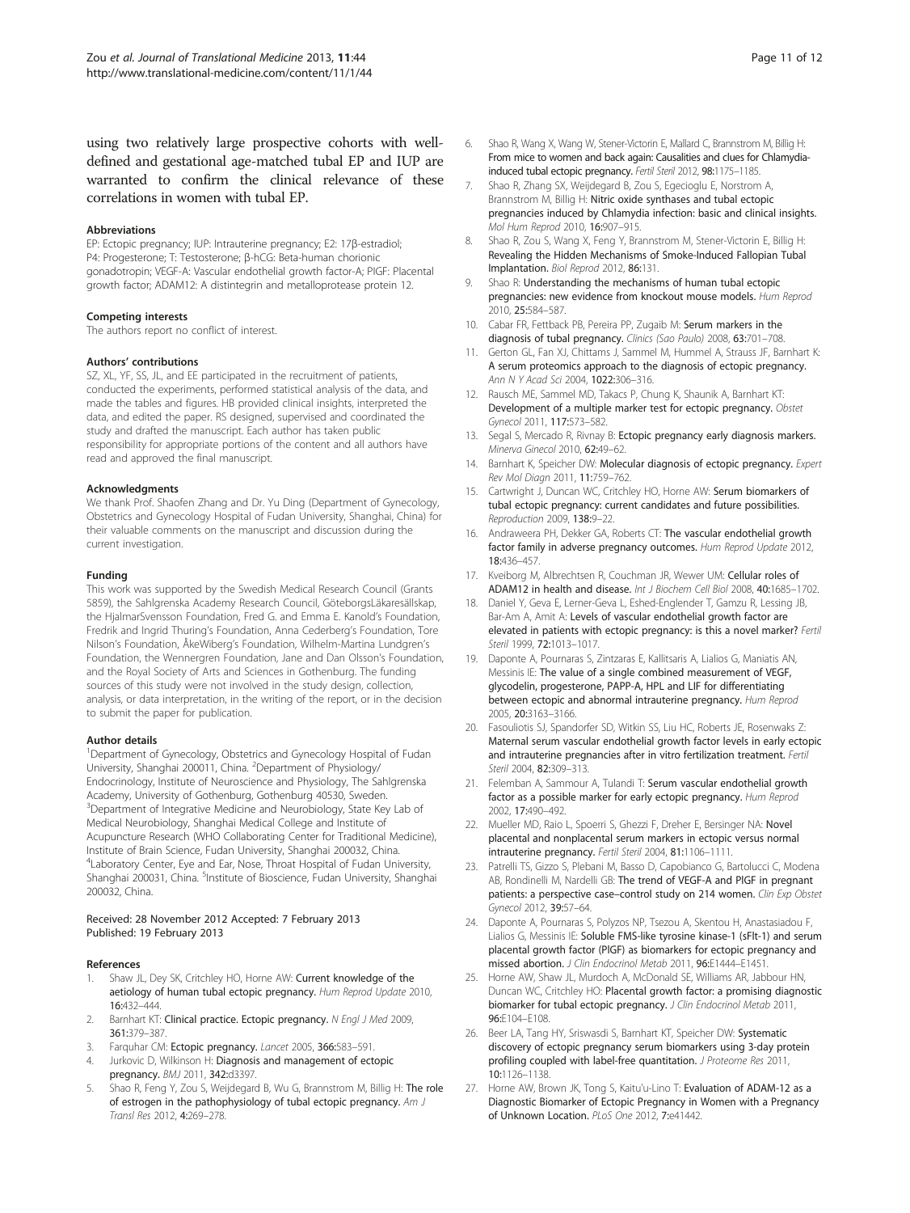using two relatively large prospective cohorts with well-defined and gestational age-matched tubal EP and IUP are warranted to confirm the clinical relevance of these correlations in women with tubal EP.

#### Abbreviations

EP: Ectopic pregnancy; IUP: Intrauterine pregnancy; E2: 17β-estradiol; P4: Progesterone; T: Testosterone; β-hCG: Beta-human chorionic gonadotropin; VEGF-A: Vascular endothelial growth factor-A; PIGF: Placental growth factor; ADAM12: A distintegrin and metalloprotease protein 12.

#### Competing interests

The authors report no conflict of interest.

#### Authors' contributions

SZ, XL, YF, SS, JL, and EE participated in the recruitment of patients, conducted the experiments, performed statistical analysis of the data, and made the tables and figures. HB provided clinical insights, interpreted the data, and edited the paper. RS designed, supervised and coordinated the study and drafted the manuscript. Each author has taken public responsibility for appropriate portions of the content and all authors have read and approved the final manuscript.

#### Acknowledgments

We thank Prof. Shaofen Zhang and Dr. Yu Ding (Department of Gynecology, Obstetrics and Gynecology Hospital of Fudan University, Shanghai, China) for their valuable comments on the manuscript and discussion during the current investigation.

#### Funding

This work was supported by the Swedish Medical Research Council (Grants 5859), the Sahlgrenska Academy Research Council, GöteborgsLäkaresällskap, the HjalmarSvensson Foundation, Fred G. and Emma E. Kanold's Foundation, Fredrik and Ingrid Thuring's Foundation, Anna Cederberg's Foundation, Tore Nilson's Foundation, ÅkeWiberg's Foundation, Wilhelm-Martina Lundgren's Foundation, the Wennergren Foundation, Jane and Dan Olsson's Foundation, and the Royal Society of Arts and Sciences in Gothenburg. The funding sources of this study were not involved in the study design, collection, analysis, or data interpretation, in the writing of the report, or in the decision to submit the paper for publication.

#### Author details

[1]Department of Gynecology, Obstetrics and Gynecology Hospital of Fudan University, Shanghai 200011, China. [2]Department of Physiology/ Endocrinology, Institute of Neuroscience and Physiology, The Sahlgrenska Academy, University of Gothenburg, Gothenburg 40530, Sweden. [3]Department of Integrative Medicine and Neurobiology, State Key Lab of Medical Neurobiology, Shanghai Medical College and Institute of Acupuncture Research (WHO Collaborating Center for Traditional Medicine), Institute of Brain Science, Fudan University, Shanghai 200032, China. [4]Laboratory Center, Eye and Ear, Nose, Throat Hospital of Fudan University, Shanghai 200031, China. [5]Institute of Bioscience, Fudan University, Shanghai 200032, China.

Received: 28 November 2012 Accepted: 7 February 2013
Published: 19 February 2013

#### References

1. Shaw JL, Dey SK, Critchley HO, Horne AW: **Current knowledge of the aetiology of human tubal ectopic pregnancy.** *Hum Reprod Update* 2010, **16:**432–444.
2. Barnhart KT: **Clinical practice. Ectopic pregnancy.** *N Engl J Med* 2009, **361:**379–387.
3. Farquhar CM: **Ectopic pregnancy.** *Lancet* 2005, **366:**583–591.
4. Jurkovic D, Wilkinson H: **Diagnosis and management of ectopic pregnancy.** *BMJ* 2011, **342:**d3397.
5. Shao R, Feng Y, Zou S, Weijdegard B, Wu G, Brannstrom M, Billig H: **The role of estrogen in the pathophysiology of tubal ectopic pregnancy.** *Am J Transl Res* 2012, **4:**269–278.
6. Shao R, Wang X, Wang W, Stener-Victorin E, Mallard C, Brannstrom M, Billig H: **From mice to women and back again: Causalities and clues for Chlamydia-induced tubal ectopic pregnancy.** *Fertil Steril* 2012, **98:**1175–1185.
7. Shao R, Zhang SX, Weijdegard B, Zou S, Egecioglu E, Norstrom A, Brannstrom M, Billig H: **Nitric oxide synthases and tubal ectopic pregnancies induced by Chlamydia infection: basic and clinical insights.** *Mol Hum Reprod* 2010, **16:**907–915.
8. Shao R, Zou S, Wang X, Feng Y, Brannstrom M, Stener-Victorin E, Billig H: **Revealing the Hidden Mechanisms of Smoke-Induced Fallopian Tubal Implantation.** *Biol Reprod* 2012, **86:**131.
9. Shao R: **Understanding the mechanisms of human tubal ectopic pregnancies: new evidence from knockout mouse models.** *Hum Reprod* 2010, **25:**584–587.
10. Cabar FR, Fettback PB, Pereira PP, Zugaib M: **Serum markers in the diagnosis of tubal pregnancy.** *Clinics (Sao Paulo)* 2008, **63:**701–708.
11. Gerton GL, Fan XJ, Chittams J, Sammel M, Hummel A, Strauss JF, Barnhart K: **A serum proteomics approach to the diagnosis of ectopic pregnancy.** *Ann N Y Acad Sci* 2004, **1022:**306–316.
12. Rausch ME, Sammel MD, Takacs P, Chung K, Shaunik A, Barnhart KT: **Development of a multiple marker test for ectopic pregnancy.** *Obstet Gynecol* 2011, **117:**573–582.
13. Segal S, Mercado R, Rivnay B: **Ectopic pregnancy early diagnosis markers.** *Minerva Ginecol* 2010, **62:**49–62.
14. Barnhart K, Speicher DW: **Molecular diagnosis of ectopic pregnancy.** *Expert Rev Mol Diagn* 2011, **11:**759–762.
15. Cartwright J, Duncan WC, Critchley HO, Horne AW: **Serum biomarkers of tubal ectopic pregnancy: current candidates and future possibilities.** *Reproduction* 2009, **138:**9–22.
16. Andraweera PH, Dekker GA, Roberts CT: **The vascular endothelial growth factor family in adverse pregnancy outcomes.** *Hum Reprod Update* 2012, **18:**436–457.
17. Kveiborg M, Albrechtsen R, Couchman JR, Wewer UM: **Cellular roles of ADAM12 in health and disease.** *Int J Biochem Cell Biol* 2008, **40:**1685–1702.
18. Daniel Y, Geva E, Lerner-Geva L, Eshed-Englender T, Gamzu R, Lessing JB, Bar-Am A, Amit A: **Levels of vascular endothelial growth factor are elevated in patients with ectopic pregnancy: is this a novel marker?** *Fertil Steril* 1999, **72:**1013–1017.
19. Daponte A, Pournaras S, Zintzaras E, Kallitsaris A, Lialios G, Maniatis AN, Messinis IE: **The value of a single combined measurement of VEGF, glycodelin, progesterone, PAPP-A, HPL and LIF for differentiating between ectopic and abnormal intrauterine pregnancy.** *Hum Reprod* 2005, **20:**3163–3166.
20. Fasouliotis SJ, Spandorfer SD, Witkin SS, Liu HC, Roberts JE, Rosenwaks Z: **Maternal serum vascular endothelial growth factor levels in early ectopic and intrauterine pregnancies after in vitro fertilization treatment.** *Fertil Steril* 2004, **82:**309–313.
21. Felemban A, Sammour A, Tulandi T: **Serum vascular endothelial growth factor as a possible marker for early ectopic pregnancy.** *Hum Reprod* 2002, **17:**490–492.
22. Mueller MD, Raio L, Spoerri S, Ghezzi F, Dreher E, Bersinger NA: **Novel placental and nonplacental serum markers in ectopic versus normal intrauterine pregnancy.** *Fertil Steril* 2004, **81:**1106–1111.
23. Patrelli TS, Gizzo S, Plebani M, Basso D, Capobianco G, Bartolucci C, Modena AB, Rondinelli M, Nardelli GB: **The trend of VEGF-A and PlGF in pregnant patients: a perspective case–control study on 214 women.** *Clin Exp Obstet Gynecol* 2012, **39:**57–64.
24. Daponte A, Pournaras S, Polyzos NP, Tsezou A, Skentou H, Anastasiadou F, Lialios G, Messinis IE: **Soluble FMS-like tyrosine kinase-1 (sFlt-1) and serum placental growth factor (PlGF) as biomarkers for ectopic pregnancy and missed abortion.** *J Clin Endocrinol Metab* 2011, **96:**E1444–E1451.
25. Horne AW, Shaw JL, Murdoch A, McDonald SE, Williams AR, Jabbour HN, Duncan WC, Critchley HO: **Placental growth factor: a promising diagnostic biomarker for tubal ectopic pregnancy.** *J Clin Endocrinol Metab* 2011, **96:**E104–E108.
26. Beer LA, Tang HY, Sriswasdi S, Barnhart KT, Speicher DW: **Systematic discovery of ectopic pregnancy serum biomarkers using 3-day protein profiling coupled with label-free quantitation.** *J Proteome Res* 2011, **10:**1126–1138.
27. Horne AW, Brown JK, Tong S, Kaitu'u-Lino T: **Evaluation of ADAM-12 as a Diagnostic Biomarker of Ectopic Pregnancy in Women with a Pregnancy of Unknown Location.** *PLoS One* 2012, **7:**e41442.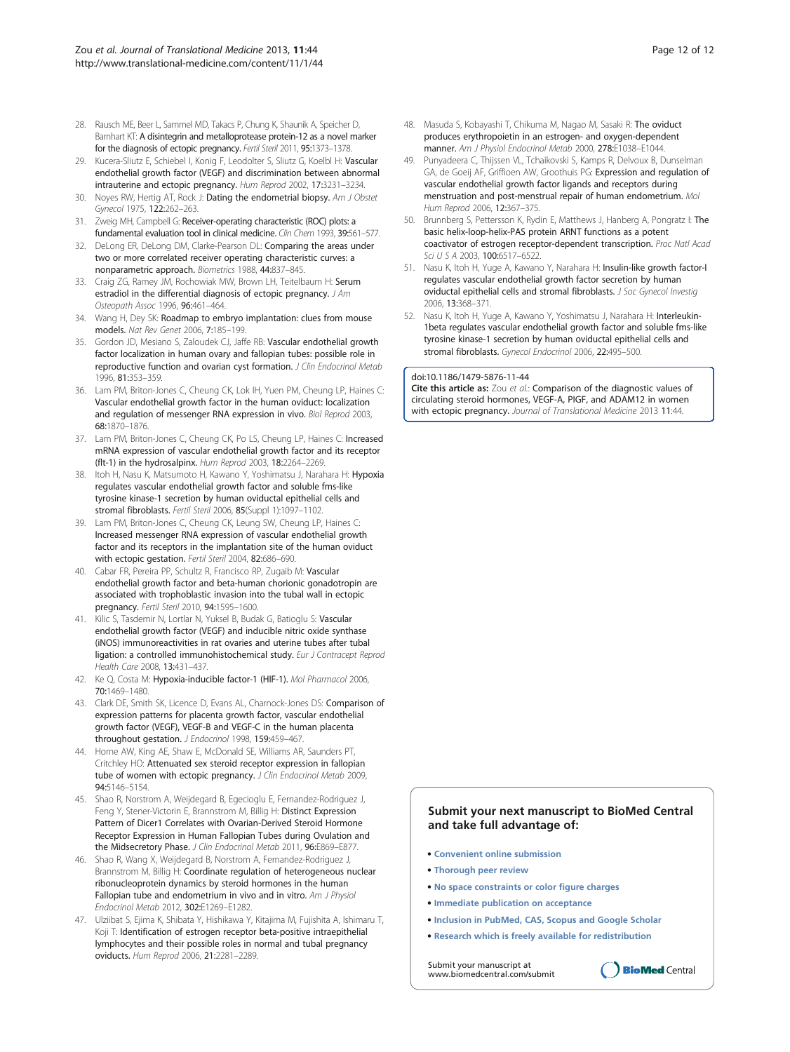28. Rausch ME, Beer L, Sammel MD, Takacs P, Chung K, Shaunik A, Speicher D, Barnhart KT: **A disintegrin and metalloprotease protein-12 as a novel marker for the diagnosis of ectopic pregnancy.** *Fertil Steril* 2011, **95**:1373–1378.
29. Kucera-Sliutz E, Schiebel I, Konig F, Leodolter S, Sliutz G, Koelbl H: **Vascular endothelial growth factor (VEGF) and discrimination between abnormal intrauterine and ectopic pregnancy.** *Hum Reprod* 2002, **17**:3231–3234.
30. Noyes RW, Hertig AT, Rock J: **Dating the endometrial biopsy.** *Am J Obstet Gynecol* 1975, **122**:262–263.
31. Zweig MH, Campbell G: **Receiver-operating characteristic (ROC) plots: a fundamental evaluation tool in clinical medicine.** *Clin Chem* 1993, **39**:561–577.
32. DeLong ER, DeLong DM, Clarke-Pearson DL: **Comparing the areas under two or more correlated receiver operating characteristic curves: a nonparametric approach.** *Biometrics* 1988, **44**:837–845.
33. Craig ZG, Ramey JM, Rochowiak MW, Brown LH, Teitelbaum H: **Serum estradiol in the differential diagnosis of ectopic pregnancy.** *J Am Osteopath Assoc* 1996, **96**:461–464.
34. Wang H, Dey SK: **Roadmap to embryo implantation: clues from mouse models.** *Nat Rev Genet* 2006, **7**:185–199.
35. Gordon JD, Mesiano S, Zaloudek CJ, Jaffe RB: **Vascular endothelial growth factor localization in human ovary and fallopian tubes: possible role in reproductive function and ovarian cyst formation.** *J Clin Endocrinol Metab* 1996, **81**:353–359.
36. Lam PM, Briton-Jones C, Cheung CK, Lok IH, Yuen PM, Cheung LP, Haines C: **Vascular endothelial growth factor in the human oviduct: localization and regulation of messenger RNA expression in vivo.** *Biol Reprod* 2003, **68**:1870–1876.
37. Lam PM, Briton-Jones C, Cheung CK, Po LS, Cheung LP, Haines C: **Increased mRNA expression of vascular endothelial growth factor and its receptor (flt-1) in the hydrosalpinx.** *Hum Reprod* 2003, **18**:2264–2269.
38. Itoh H, Nasu K, Matsumoto H, Kawano Y, Yoshimatsu J, Narahara H: **Hypoxia regulates vascular endothelial growth factor and soluble fms-like tyrosine kinase-1 secretion by human oviductal epithelial cells and stromal fibroblasts.** *Fertil Steril* 2006, **85**(Suppl 1):1097–1102.
39. Lam PM, Briton-Jones C, Cheung CK, Leung SW, Cheung LP, Haines C: **Increased messenger RNA expression of vascular endothelial growth factor and its receptors in the implantation site of the human oviduct with ectopic gestation.** *Fertil Steril* 2004, **82**:686–690.
40. Cabar FR, Pereira PP, Schultz R, Francisco RP, Zugaib M: **Vascular endothelial growth factor and beta-human chorionic gonadotropin are associated with trophoblastic invasion into the tubal wall in ectopic pregnancy.** *Fertil Steril* 2010, **94**:1595–1600.
41. Kilic S, Tasdemir N, Lortlar N, Yuksel B, Budak G, Batioglu S: **Vascular endothelial growth factor (VEGF) and inducible nitric oxide synthase (iNOS) immunoreactivities in rat ovaries and uterine tubes after tubal ligation: a controlled immunohistochemical study.** *Eur J Contracept Reprod Health Care* 2008, **13**:431–437.
42. Ke Q, Costa M: **Hypoxia-inducible factor-1 (HIF-1).** *Mol Pharmacol* 2006, **70**:1469–1480.
43. Clark DE, Smith SK, Licence D, Evans AL, Charnock-Jones DS: **Comparison of expression patterns for placenta growth factor, vascular endothelial growth factor (VEGF), VEGF-B and VEGF-C in the human placenta throughout gestation.** *J Endocrinol* 1998, **159**:459–467.
44. Horne AW, King AE, Shaw E, McDonald SE, Williams AR, Saunders PT, Critchley HO: **Attenuated sex steroid receptor expression in fallopian tube of women with ectopic pregnancy.** *J Clin Endocrinol Metab* 2009, **94**:5146–5154.
45. Shao R, Norstrom A, Weijdegard B, Egecioglu E, Fernandez-Rodriguez J, Feng Y, Stener-Victorin E, Brannstrom M, Billig H: **Distinct Expression Pattern of Dicer1 Correlates with Ovarian-Derived Steroid Hormone Receptor Expression in Human Fallopian Tubes during Ovulation and the Midsecretory Phase.** *J Clin Endocrinol Metab* 2011, **96**:E869–E877.
46. Shao R, Wang X, Weijdegard B, Norstrom A, Fernandez-Rodriguez J, Brannstrom M, Billig H: **Coordinate regulation of heterogeneous nuclear ribonucleoprotein dynamics by steroid hormones in the human Fallopian tube and endometrium in vivo and in vitro.** *Am J Physiol Endocrinol Metab* 2012, **302**:E1269–E1282.
47. Ulziibat S, Ejima K, Shibata Y, Hishikawa Y, Kitajima M, Fujishita A, Ishimaru T, Koji T: **Identification of estrogen receptor beta-positive intraepithelial lymphocytes and their possible roles in normal and tubal pregnancy oviducts.** *Hum Reprod* 2006, **21**:2281–2289.
48. Masuda S, Kobayashi T, Chikuma M, Nagao M, Sasaki R: **The oviduct produces erythropoietin in an estrogen- and oxygen-dependent manner.** *Am J Physiol Endocrinol Metab* 2000, **278**:E1038–E1044.
49. Punyadeera C, Thijssen VL, Tchaikovski S, Kamps R, Delvoux B, Dunselman GA, de Goeij AF, Griffioen AW, Groothuis PG: **Expression and regulation of vascular endothelial growth factor ligands and receptors during menstruation and post-menstrual repair of human endometrium.** *Mol Hum Reprod* 2006, **12**:367–375.
50. Brunnberg S, Pettersson K, Rydin E, Matthews J, Hanberg A, Pongratz I: **The basic helix-loop-helix-PAS protein ARNT functions as a potent coactivator of estrogen receptor-dependent transcription.** *Proc Natl Acad Sci U S A* 2003, **100**:6517–6522.
51. Nasu K, Itoh H, Yuge A, Kawano Y, Narahara H: **Insulin-like growth factor-I regulates vascular endothelial growth factor secretion by human oviductal epithelial cells and stromal fibroblasts.** *J Soc Gynecol Investig* 2006, **13**:368–371.
52. Nasu K, Itoh H, Yuge A, Kawano Y, Yoshimatsu J, Narahara H: **Interleukin-1beta regulates vascular endothelial growth factor and soluble fms-like tyrosine kinase-1 secretion by human oviductal epithelial cells and stromal fibroblasts.** *Gynecol Endocrinol* 2006, **22**:495–500.

doi:10.1186/1479-5876-11-44

**Cite this article as:** Zou *et al.*: Comparison of the diagnostic values of circulating steroid hormones, VEGF-A, PIGF, and ADAM12 in women with ectopic pregnancy. *Journal of Translational Medicine* 2013 11:44.

**Submit your next manuscript to BioMed Central and take full advantage of:**

- **Convenient online submission**
- **Thorough peer review**
- **No space constraints or color figure charges**
- **Immediate publication on acceptance**
- **Inclusion in PubMed, CAS, Scopus and Google Scholar**
- **Research which is freely available for redistribution**

Submit your manuscript at
www.biomedcentral.com/submit

BioMed Central